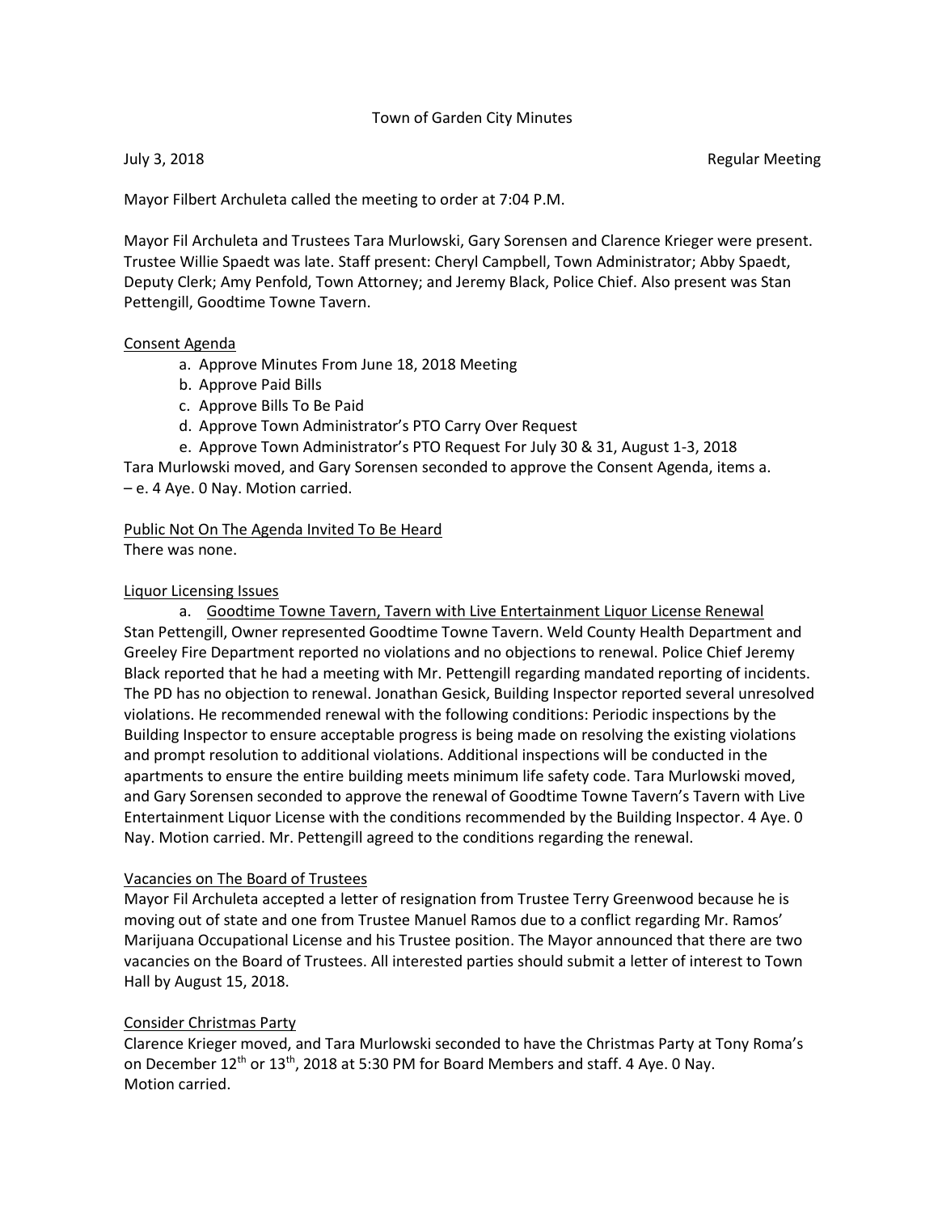Town of Garden City Minutes

July 3, 2018 Regular Meeting

Mayor Filbert Archuleta called the meeting to order at 7:04 P.M.

Mayor Fil Archuleta and Trustees Tara Murlowski, Gary Sorensen and Clarence Krieger were present. Trustee Willie Spaedt was late. Staff present: Cheryl Campbell, Town Administrator; Abby Spaedt, Deputy Clerk; Amy Penfold, Town Attorney; and Jeremy Black, Police Chief. Also present was Stan Pettengill, Goodtime Towne Tavern.

Consent Agenda

a. Approve Minutes From June 18, 2018 Meeting
b. Approve Paid Bills
c. Approve Bills To Be Paid
d. Approve Town Administrator's PTO Carry Over Request
e. Approve Town Administrator's PTO Request For July 30 & 31, August 1-3, 2018

Tara Murlowski moved, and Gary Sorensen seconded to approve the Consent Agenda, items a. – e. 4 Aye. 0 Nay. Motion carried.

Public Not On The Agenda Invited To Be Heard

There was none.

Liquor Licensing Issues

a. Goodtime Towne Tavern, Tavern with Live Entertainment Liquor License Renewal

Stan Pettengill, Owner represented Goodtime Towne Tavern. Weld County Health Department and Greeley Fire Department reported no violations and no objections to renewal. Police Chief Jeremy Black reported that he had a meeting with Mr. Pettengill regarding mandated reporting of incidents. The PD has no objection to renewal. Jonathan Gesick, Building Inspector reported several unresolved violations. He recommended renewal with the following conditions: Periodic inspections by the Building Inspector to ensure acceptable progress is being made on resolving the existing violations and prompt resolution to additional violations. Additional inspections will be conducted in the apartments to ensure the entire building meets minimum life safety code. Tara Murlowski moved, and Gary Sorensen seconded to approve the renewal of Goodtime Towne Tavern's Tavern with Live Entertainment Liquor License with the conditions recommended by the Building Inspector. 4 Aye. 0 Nay. Motion carried. Mr. Pettengill agreed to the conditions regarding the renewal.

Vacancies on The Board of Trustees

Mayor Fil Archuleta accepted a letter of resignation from Trustee Terry Greenwood because he is moving out of state and one from Trustee Manuel Ramos due to a conflict regarding Mr. Ramos' Marijuana Occupational License and his Trustee position. The Mayor announced that there are two vacancies on the Board of Trustees. All interested parties should submit a letter of interest to Town Hall by August 15, 2018.

Consider Christmas Party

Clarence Krieger moved, and Tara Murlowski seconded to have the Christmas Party at Tony Roma's on December 12th or 13th, 2018 at 5:30 PM for Board Members and staff. 4 Aye. 0 Nay. Motion carried.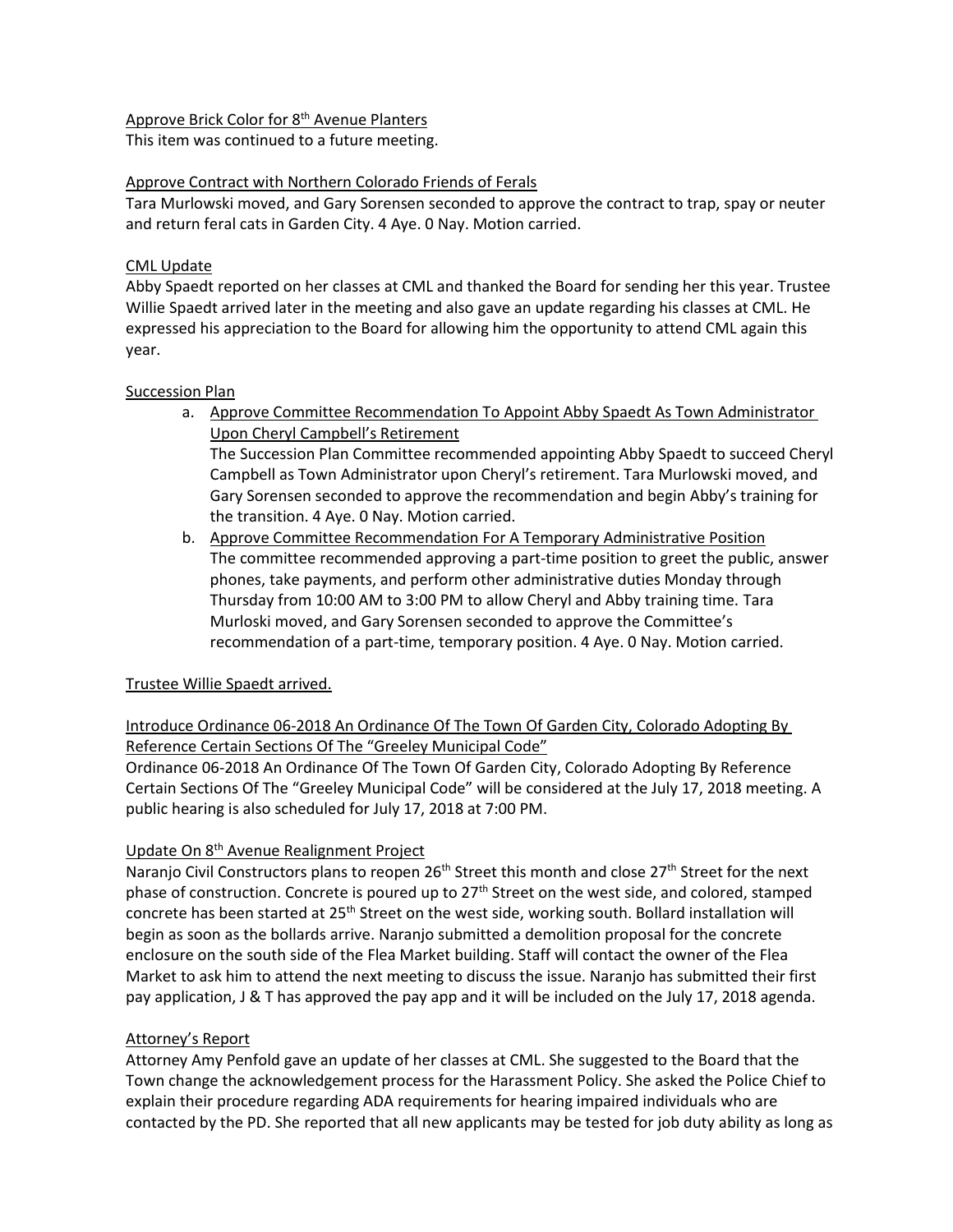Approve Brick Color for 8th Avenue Planters

This item was continued to a future meeting.

Approve Contract with Northern Colorado Friends of Ferals

Tara Murlowski moved, and Gary Sorensen seconded to approve the contract to trap, spay or neuter and return feral cats in Garden City. 4 Aye. 0 Nay. Motion carried.

CML Update

Abby Spaedt reported on her classes at CML and thanked the Board for sending her this year. Trustee Willie Spaedt arrived later in the meeting and also gave an update regarding his classes at CML. He expressed his appreciation to the Board for allowing him the opportunity to attend CML again this year.

Succession Plan

a. Approve Committee Recommendation To Appoint Abby Spaedt As Town Administrator Upon Cheryl Campbell's Retirement
   The Succession Plan Committee recommended appointing Abby Spaedt to succeed Cheryl Campbell as Town Administrator upon Cheryl's retirement. Tara Murlowski moved, and Gary Sorensen seconded to approve the recommendation and begin Abby's training for the transition. 4 Aye. 0 Nay. Motion carried.
b. Approve Committee Recommendation For A Temporary Administrative Position
   The committee recommended approving a part-time position to greet the public, answer phones, take payments, and perform other administrative duties Monday through Thursday from 10:00 AM to 3:00 PM to allow Cheryl and Abby training time. Tara Murloski moved, and Gary Sorensen seconded to approve the Committee's recommendation of a part-time, temporary position. 4 Aye. 0 Nay. Motion carried.

Trustee Willie Spaedt arrived.

Introduce Ordinance 06-2018 An Ordinance Of The Town Of Garden City, Colorado Adopting By Reference Certain Sections Of The "Greeley Municipal Code"

Ordinance 06-2018 An Ordinance Of The Town Of Garden City, Colorado Adopting By Reference Certain Sections Of The "Greeley Municipal Code" will be considered at the July 17, 2018 meeting. A public hearing is also scheduled for July 17, 2018 at 7:00 PM.

Update On 8th Avenue Realignment Project

Naranjo Civil Constructors plans to reopen 26th Street this month and close 27th Street for the next phase of construction. Concrete is poured up to 27th Street on the west side, and colored, stamped concrete has been started at 25th Street on the west side, working south. Bollard installation will begin as soon as the bollards arrive. Naranjo submitted a demolition proposal for the concrete enclosure on the south side of the Flea Market building. Staff will contact the owner of the Flea Market to ask him to attend the next meeting to discuss the issue. Naranjo has submitted their first pay application, J & T has approved the pay app and it will be included on the July 17, 2018 agenda.

Attorney's Report

Attorney Amy Penfold gave an update of her classes at CML. She suggested to the Board that the Town change the acknowledgement process for the Harassment Policy. She asked the Police Chief to explain their procedure regarding ADA requirements for hearing impaired individuals who are contacted by the PD. She reported that all new applicants may be tested for job duty ability as long as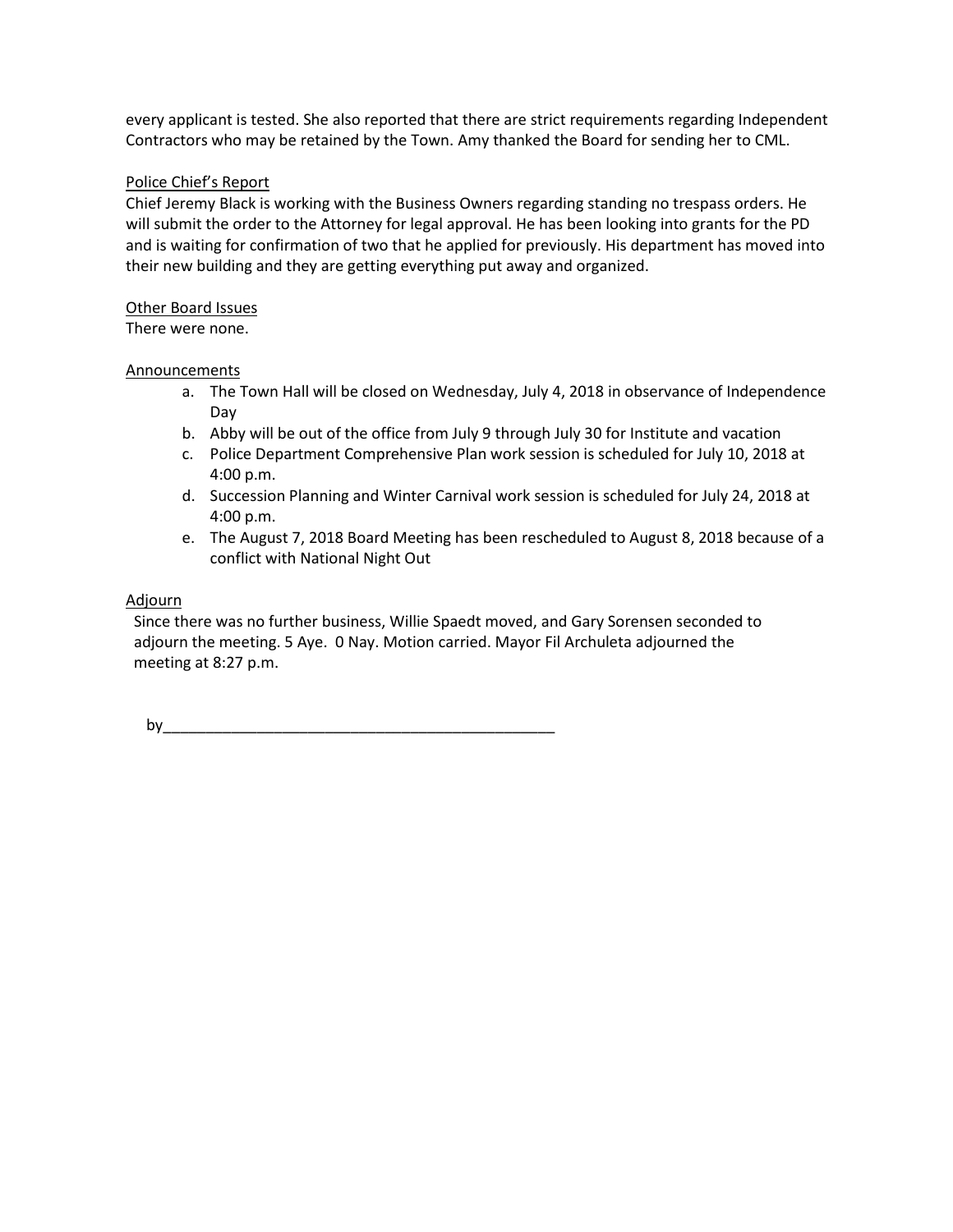every applicant is tested. She also reported that there are strict requirements regarding Independent Contractors who may be retained by the Town. Amy thanked the Board for sending her to CML.

Police Chief's Report

Chief Jeremy Black is working with the Business Owners regarding standing no trespass orders. He will submit the order to the Attorney for legal approval. He has been looking into grants for the PD and is waiting for confirmation of two that he applied for previously. His department has moved into their new building and they are getting everything put away and organized.

Other Board Issues

There were none.

Announcements

a. The Town Hall will be closed on Wednesday, July 4, 2018 in observance of Independence Day
b. Abby will be out of the office from July 9 through July 30 for Institute and vacation
c. Police Department Comprehensive Plan work session is scheduled for July 10, 2018 at 4:00 p.m.
d. Succession Planning and Winter Carnival work session is scheduled for July 24, 2018 at 4:00 p.m.
e. The August 7, 2018 Board Meeting has been rescheduled to August 8, 2018 because of a conflict with National Night Out

Adjourn

Since there was no further business, Willie Spaedt moved, and Gary Sorensen seconded to adjourn the meeting. 5 Aye. 0 Nay. Motion carried. Mayor Fil Archuleta adjourned the meeting at 8:27 p.m.

by_______________________________________________